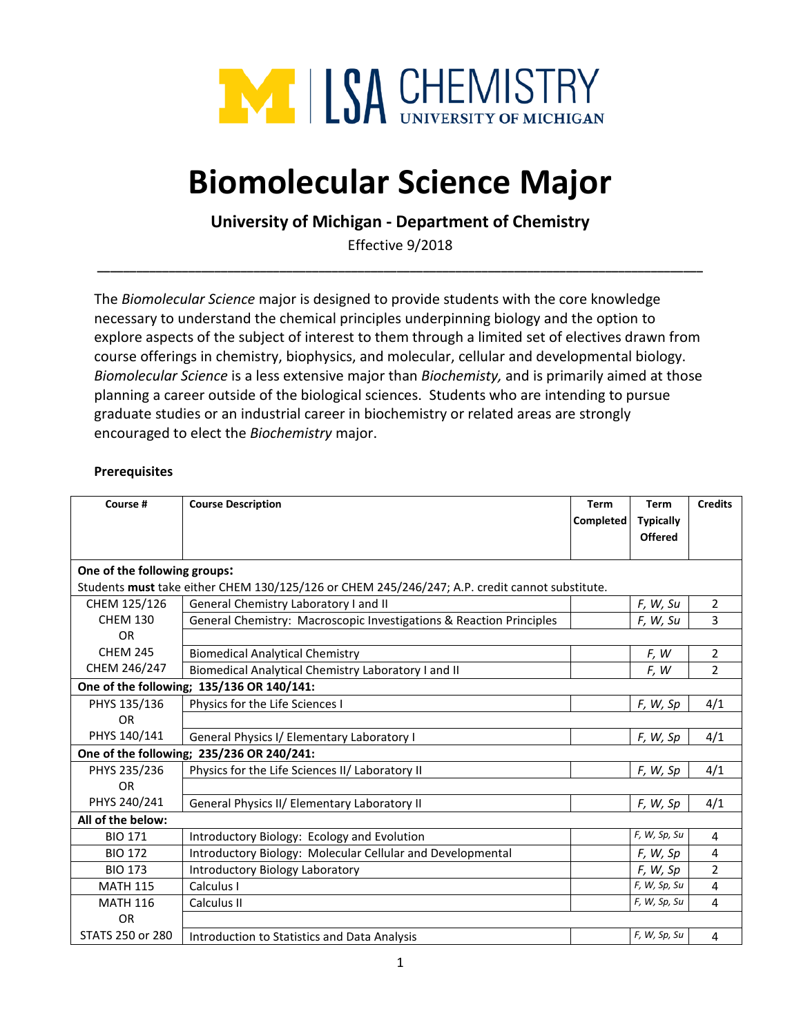# Biomolecular Science Major

**University of Michigan - Department of Chemistry**

Effective 9/2018

---

The *Biomolecular Science* major is designed to provide students with the core knowledge necessary to understand the chemical principles underpinning biology and the option to explore aspects of the subject of interest to them through a limited set of electives drawn from course offerings in chemistry, biophysics, and molecular, cellular and developmental biology. *Biomolecular Science* is a less extensive major than *Biochemisty,* and is primarily aimed at those planning a career outside of the biological sciences. Students who are intending to pursue graduate studies or an industrial career in biochemistry or related areas are strongly encouraged to elect the *Biochemistry* major.

**Prerequisites**

| Course # | Course Description | Term Completed | Term Typically Offered | Credits |
|---|---|---|---|---|
| **One of the following groups:** Students **must** take either CHEM 130/125/126 or CHEM 245/246/247; A.P. credit cannot substitute. | | | | |
| CHEM 125/126 | General Chemistry Laboratory I and II | | *F, W, Su* | 2 |
| CHEM 130 | General Chemistry: Macroscopic Investigations & Reaction Principles | | *F, W, Su* | 3 |
| OR | | | | |
| CHEM 245 | Biomedical Analytical Chemistry | | *F, W* | 2 |
| CHEM 246/247 | Biomedical Analytical Chemistry Laboratory I and II | | *F, W* | 2 |
| **One of the following; 135/136 OR 140/141:** | | | | |
| PHYS 135/136 | Physics for the Life Sciences I | | *F, W, Sp* | 4/1 |
| OR | | | | |
| PHYS 140/141 | General Physics I/ Elementary Laboratory I | | *F, W, Sp* | 4/1 |
| **One of the following; 235/236 OR 240/241:** | | | | |
| PHYS 235/236 | Physics for the Life Sciences II/ Laboratory II | | *F, W, Sp* | 4/1 |
| OR | | | | |
| PHYS 240/241 | General Physics II/ Elementary Laboratory II | | *F, W, Sp* | 4/1 |
| **All of the below:** | | | | |
| BIO 171 | Introductory Biology: Ecology and Evolution | | *F, W, Sp, Su* | 4 |
| BIO 172 | Introductory Biology: Molecular Cellular and Developmental | | *F, W, Sp* | 4 |
| BIO 173 | Introductory Biology Laboratory | | *F, W, Sp* | 2 |
| MATH 115 | Calculus I | | *F, W, Sp, Su* | 4 |
| MATH 116 | Calculus II | | *F, W, Sp, Su* | 4 |
| OR | | | | |
| STATS 250 or 280 | Introduction to Statistics and Data Analysis | | *F, W, Sp, Su* | 4 |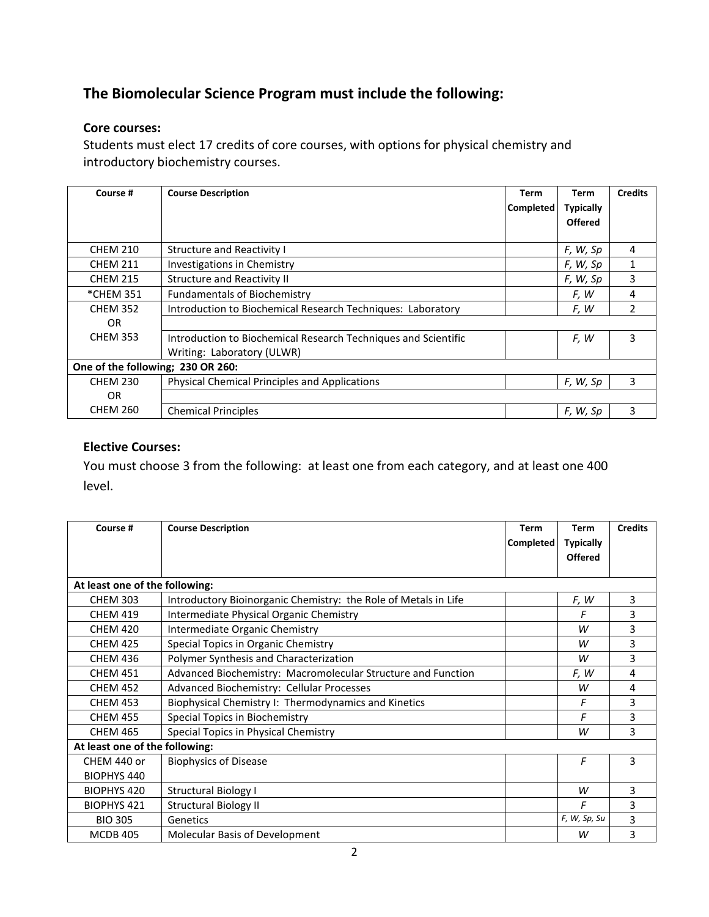## The Biomolecular Science Program must include the following:

### Core courses:

Students must elect 17 credits of core courses, with options for physical chemistry and introductory biochemistry courses.

| Course # | Course Description | Term Completed | Term Typically Offered | Credits |
|---|---|---|---|---|
| CHEM 210 | Structure and Reactivity I | | *F, W, Sp* | 4 |
| CHEM 211 | Investigations in Chemistry | | *F, W, Sp* | 1 |
| CHEM 215 | Structure and Reactivity II | | *F, W, Sp* | 3 |
| *CHEM 351 | Fundamentals of Biochemistry | | *F, W* | 4 |
| CHEM 352 | Introduction to Biochemical Research Techniques: Laboratory | | *F, W* | 2 |
| OR | | | | |
| CHEM 353 | Introduction to Biochemical Research Techniques and Scientific Writing: Laboratory (ULWR) | | *F, W* | 3 |
| **One of the following; 230 OR 260:** | | | | |
| CHEM 230 | Physical Chemical Principles and Applications | | *F, W, Sp* | 3 |
| OR | | | | |
| CHEM 260 | Chemical Principles | | *F, W, Sp* | 3 |

### Elective Courses:

You must choose 3 from the following: at least one from each category, and at least one 400 level.

| Course # | Course Description | Term Completed | Term Typically Offered | Credits |
|---|---|---|---|---|
| **At least one of the following:** | | | | |
| CHEM 303 | Introductory Bioinorganic Chemistry: the Role of Metals in Life | | *F, W* | 3 |
| CHEM 419 | Intermediate Physical Organic Chemistry | | *F* | 3 |
| CHEM 420 | Intermediate Organic Chemistry | | *W* | 3 |
| CHEM 425 | Special Topics in Organic Chemistry | | *W* | 3 |
| CHEM 436 | Polymer Synthesis and Characterization | | *W* | 3 |
| CHEM 451 | Advanced Biochemistry: Macromolecular Structure and Function | | *F, W* | 4 |
| CHEM 452 | Advanced Biochemistry: Cellular Processes | | *W* | 4 |
| CHEM 453 | Biophysical Chemistry I: Thermodynamics and Kinetics | | *F* | 3 |
| CHEM 455 | Special Topics in Biochemistry | | *F* | 3 |
| CHEM 465 | Special Topics in Physical Chemistry | | *W* | 3 |
| **At least one of the following:** | | | | |
| CHEM 440 or BIOPHYS 440 | Biophysics of Disease | | *F* | 3 |
| BIOPHYS 420 | Structural Biology I | | *W* | 3 |
| BIOPHYS 421 | Structural Biology II | | *F* | 3 |
| BIO 305 | Genetics | | *F, W, Sp, Su* | 3 |
| MCDB 405 | Molecular Basis of Development | | *W* | 3 |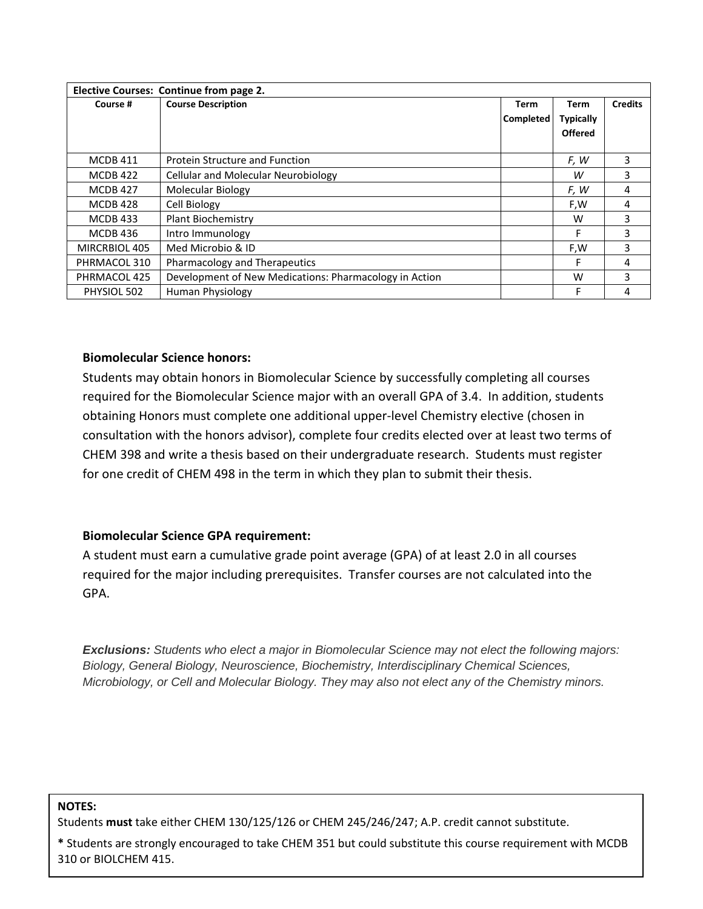| Elective Courses: Continue from page 2. | | | | |
|---|---|---|---|---|
| Course # | Course Description | Term Completed | Term Typically Offered | Credits |
| MCDB 411 | Protein Structure and Function | | *F, W* | 3 |
| MCDB 422 | Cellular and Molecular Neurobiology | | *W* | 3 |
| MCDB 427 | Molecular Biology | | *F, W* | 4 |
| MCDB 428 | Cell Biology | | F,W | 4 |
| MCDB 433 | Plant Biochemistry | | W | 3 |
| MCDB 436 | Intro Immunology | | F | 3 |
| MIRCRBIOL 405 | Med Microbio & ID | | F,W | 3 |
| PHRMACOL 310 | Pharmacology and Therapeutics | | F | 4 |
| PHRMACOL 425 | Development of New Medications: Pharmacology in Action | | W | 3 |
| PHYSIOL 502 | Human Physiology | | F | 4 |

**Biomolecular Science honors:**

Students may obtain honors in Biomolecular Science by successfully completing all courses required for the Biomolecular Science major with an overall GPA of 3.4. In addition, students obtaining Honors must complete one additional upper-level Chemistry elective (chosen in consultation with the honors advisor), complete four credits elected over at least two terms of CHEM 398 and write a thesis based on their undergraduate research. Students must register for one credit of CHEM 498 in the term in which they plan to submit their thesis.

**Biomolecular Science GPA requirement:**

A student must earn a cumulative grade point average (GPA) of at least 2.0 in all courses required for the major including prerequisites. Transfer courses are not calculated into the GPA.

***Exclusions:*** *Students who elect a major in Biomolecular Science may not elect the following majors: Biology, General Biology, Neuroscience, Biochemistry, Interdisciplinary Chemical Sciences, Microbiology, or Cell and Molecular Biology. They may also not elect any of the Chemistry minors.*

**NOTES:**

Students **must** take either CHEM 130/125/126 or CHEM 245/246/247; A.P. credit cannot substitute.

**\*** Students are strongly encouraged to take CHEM 351 but could substitute this course requirement with MCDB 310 or BIOLCHEM 415.